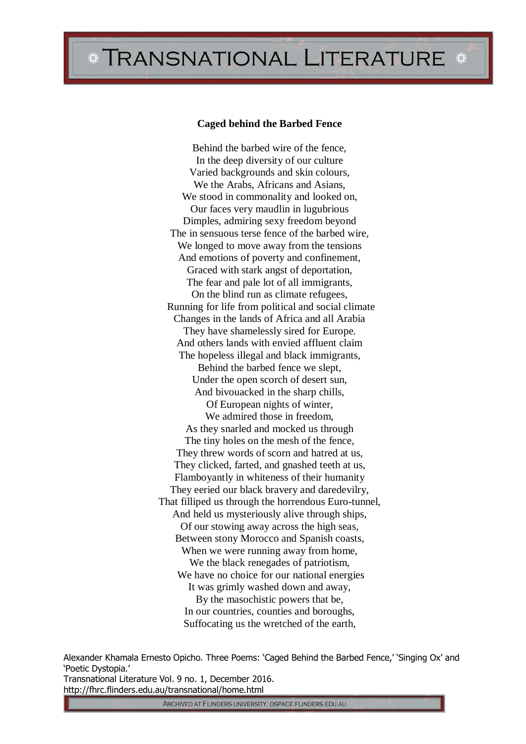# Caged behind the Barbed Fence

Behind the barbed wire of the fence,
In the deep diversity of our culture
Varied backgrounds and skin colours,
We the Arabs, Africans and Asians,
We stood in commonality and looked on,
Our faces very maudlin in lugubrious
Dimples, admiring sexy freedom beyond
The in sensuous terse fence of the barbed wire,
We longed to move away from the tensions
And emotions of poverty and confinement,
Graced with stark angst of deportation,
The fear and pale lot of all immigrants,
On the blind run as climate refugees,
Running for life from political and social climate
Changes in the lands of Africa and all Arabia
They have shamelessly sired for Europe.
And others lands with envied affluent claim
The hopeless illegal and black immigrants,
Behind the barbed fence we slept,
Under the open scorch of desert sun,
And bivouacked in the sharp chills,
Of European nights of winter,
We admired those in freedom,
As they snarled and mocked us through
The tiny holes on the mesh of the fence,
They threw words of scorn and hatred at us,
They clicked, farted, and gnashed teeth at us,
Flamboyantly in whiteness of their humanity
They eeried our black bravery and daredevilry,
That filliped us through the horrendous Euro-tunnel,
And held us mysteriously alive through ships,
Of our stowing away across the high seas,
Between stony Morocco and Spanish coasts,
When we were running away from home,
We the black renegades of patriotism,
We have no choice for our national energies
It was grimly washed down and away,
By the masochistic powers that be,
In our countries, counties and boroughs,
Suffocating us the wretched of the earth,

Alexander Khamala Ernesto Opicho. Three Poems: 'Caged Behind the Barbed Fence,' 'Singing Ox' and 'Poetic Dystopia.'
Transnational Literature Vol. 9 no. 1, December 2016.
http://fhrc.flinders.edu.au/transnational/home.html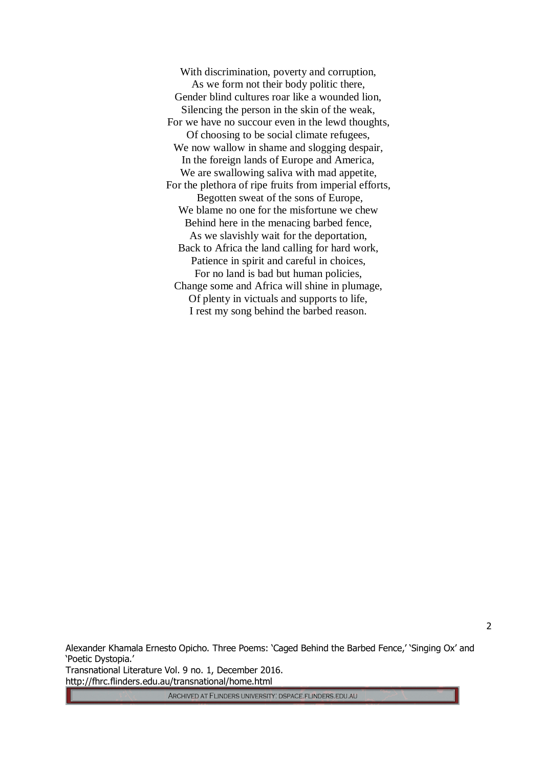With discrimination, poverty and corruption,  
As we form not their body politic there,  
Gender blind cultures roar like a wounded lion,  
Silencing the person in the skin of the weak,  
For we have no succour even in the lewd thoughts,  
Of choosing to be social climate refugees,  
We now wallow in shame and slogging despair,  
In the foreign lands of Europe and America,  
We are swallowing saliva with mad appetite,  
For the plethora of ripe fruits from imperial efforts,  
Begotten sweat of the sons of Europe,  
We blame no one for the misfortune we chew  
Behind here in the menacing barbed fence,  
As we slavishly wait for the deportation,  
Back to Africa the land calling for hard work,  
Patience in spirit and careful in choices,  
For no land is bad but human policies,  
Change some and Africa will shine in plumage,  
Of plenty in victuals and supports to life,  
I rest my song behind the barbed reason.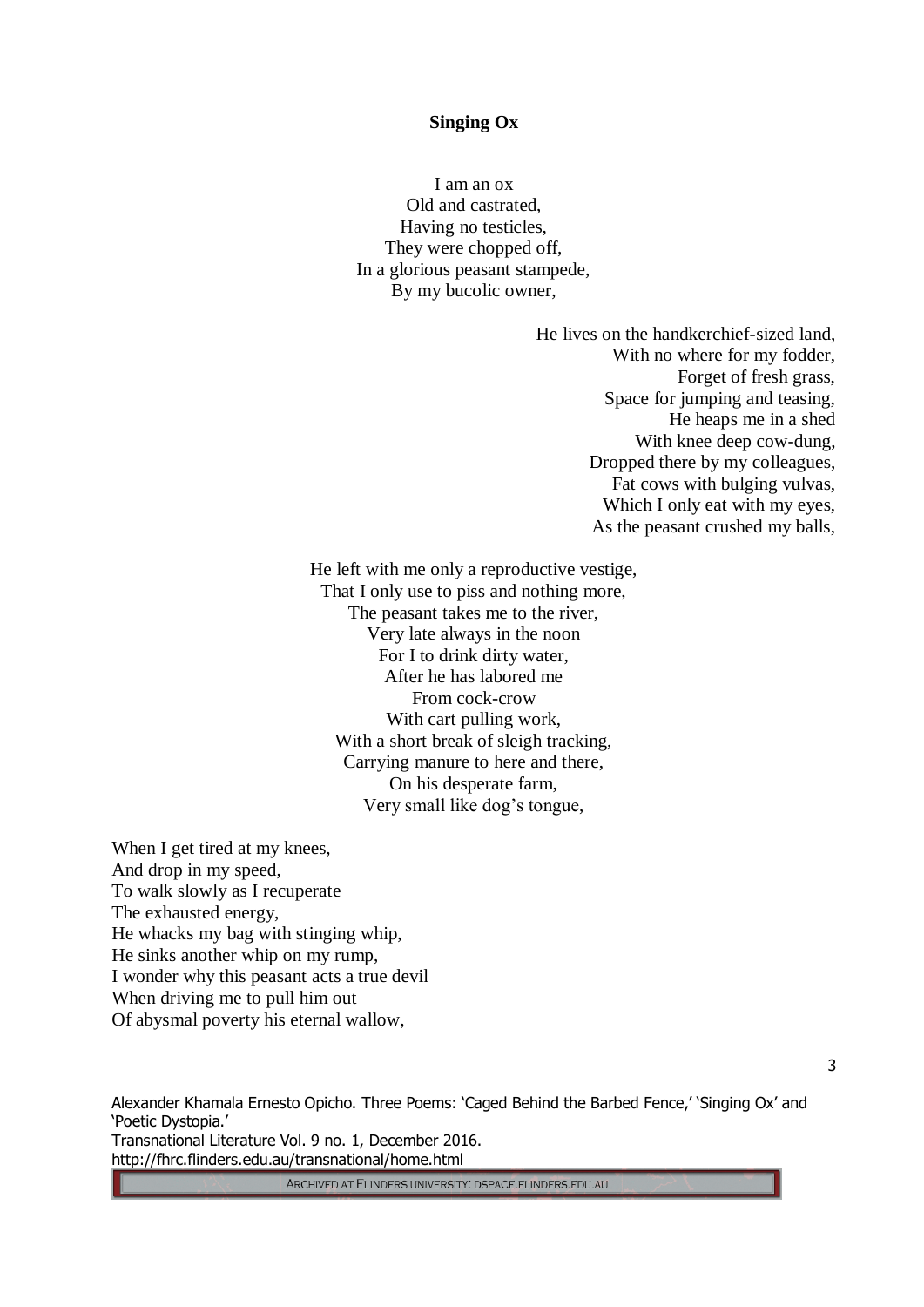**Singing Ox**

I am an ox  
Old and castrated,  
Having no testicles,  
They were chopped off,  
In a glorious peasant stampede,  
By my bucolic owner,

He lives on the handkerchief-sized land,  
With no where for my fodder,  
Forget of fresh grass,  
Space for jumping and teasing,  
He heaps me in a shed  
With knee deep cow-dung,  
Dropped there by my colleagues,  
Fat cows with bulging vulvas,  
Which I only eat with my eyes,  
As the peasant crushed my balls,

He left with me only a reproductive vestige,  
That I only use to piss and nothing more,  
The peasant takes me to the river,  
Very late always in the noon  
For I to drink dirty water,  
After he has labored me  
From cock-crow  
With cart pulling work,  
With a short break of sleigh tracking,  
Carrying manure to here and there,  
On his desperate farm,  
Very small like dog's tongue,

When I get tired at my knees,  
And drop in my speed,  
To walk slowly as I recuperate  
The exhausted energy,  
He whacks my bag with stinging whip,  
He sinks another whip on my rump,  
I wonder why this peasant acts a true devil  
When driving me to pull him out  
Of abysmal poverty his eternal wallow,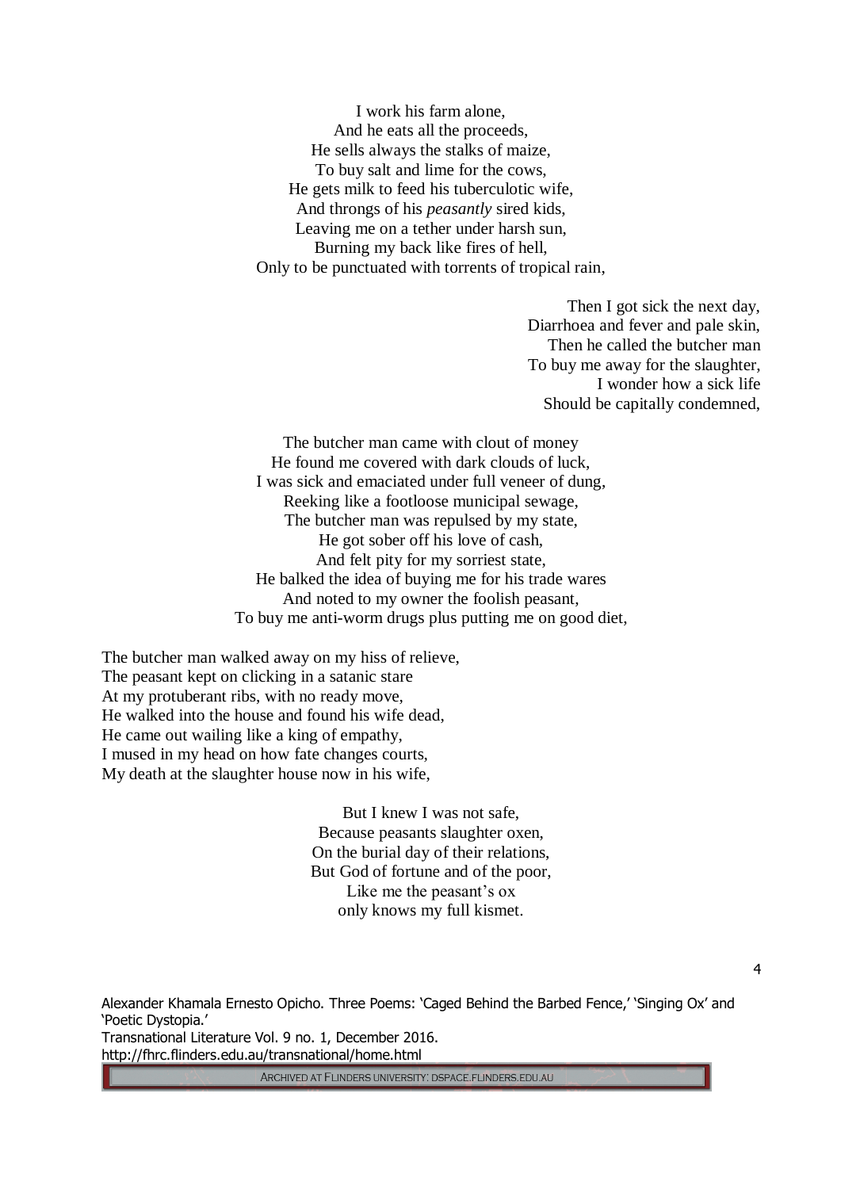I work his farm alone,
And he eats all the proceeds,
He sells always the stalks of maize,
To buy salt and lime for the cows,
He gets milk to feed his tuberculotic wife,
And throngs of his *peasantly* sired kids,
Leaving me on a tether under harsh sun,
Burning my back like fires of hell,
Only to be punctuated with torrents of tropical rain,

Then I got sick the next day,
Diarrhoea and fever and pale skin,
Then he called the butcher man
To buy me away for the slaughter,
I wonder how a sick life
Should be capitally condemned,

The butcher man came with clout of money
He found me covered with dark clouds of luck,
I was sick and emaciated under full veneer of dung,
Reeking like a footloose municipal sewage,
The butcher man was repulsed by my state,
He got sober off his love of cash,
And felt pity for my sorriest state,
He balked the idea of buying me for his trade wares
And noted to my owner the foolish peasant,
To buy me anti-worm drugs plus putting me on good diet,

The butcher man walked away on my hiss of relieve,
The peasant kept on clicking in a satanic stare
At my protuberant ribs, with no ready move,
He walked into the house and found his wife dead,
He came out wailing like a king of empathy,
I mused in my head on how fate changes courts,
My death at the slaughter house now in his wife,

But I knew I was not safe,
Because peasants slaughter oxen,
On the burial day of their relations,
But God of fortune and of the poor,
Like me the peasant's ox
only knows my full kismet.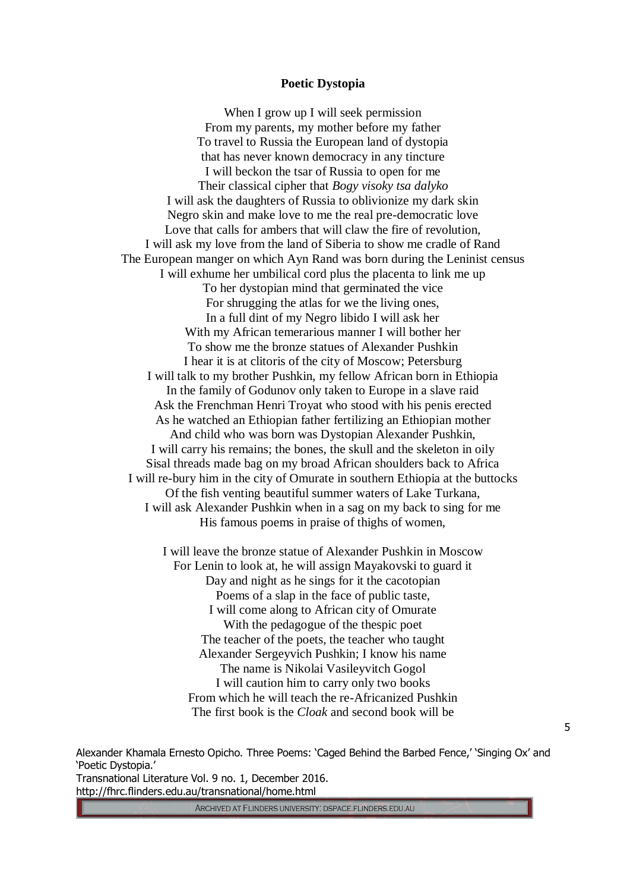**Poetic Dystopia**

When I grow up I will seek permission
From my parents, my mother before my father
To travel to Russia the European land of dystopia
that has never known democracy in any tincture
I will beckon the tsar of Russia to open for me
Their classical cipher that *Bogy visoky tsa dalyko*
I will ask the daughters of Russia to oblivionize my dark skin
Negro skin and make love to me the real pre-democratic love
Love that calls for ambers that will claw the fire of revolution,
I will ask my love from the land of Siberia to show me cradle of Rand
The European manger on which Ayn Rand was born during the Leninist census
I will exhume her umbilical cord plus the placenta to link me up
To her dystopian mind that germinated the vice
For shrugging the atlas for we the living ones,
In a full dint of my Negro libido I will ask her
With my African temerarious manner I will bother her
To show me the bronze statues of Alexander Pushkin
I hear it is at clitoris of the city of Moscow; Petersburg
I will talk to my brother Pushkin, my fellow African born in Ethiopia
In the family of Godunov only taken to Europe in a slave raid
Ask the Frenchman Henri Troyat who stood with his penis erected
As he watched an Ethiopian father fertilizing an Ethiopian mother
And child who was born was Dystopian Alexander Pushkin,
I will carry his remains; the bones, the skull and the skeleton in oily
Sisal threads made bag on my broad African shoulders back to Africa
I will re-bury him in the city of Omurate in southern Ethiopia at the buttocks
Of the fish venting beautiful summer waters of Lake Turkana,
I will ask Alexander Pushkin when in a sag on my back to sing for me
His famous poems in praise of thighs of women,

I will leave the bronze statue of Alexander Pushkin in Moscow
For Lenin to look at, he will assign Mayakovski to guard it
Day and night as he sings for it the cacotopian
Poems of a slap in the face of public taste,
I will come along to African city of Omurate
With the pedagogue of the thespic poet
The teacher of the poets, the teacher who taught
Alexander Sergeyvich Pushkin; I know his name
The name is Nikolai Vasileyvitch Gogol
I will caution him to carry only two books
From which he will teach the re-Africanized Pushkin
The first book is the *Cloak* and second book will be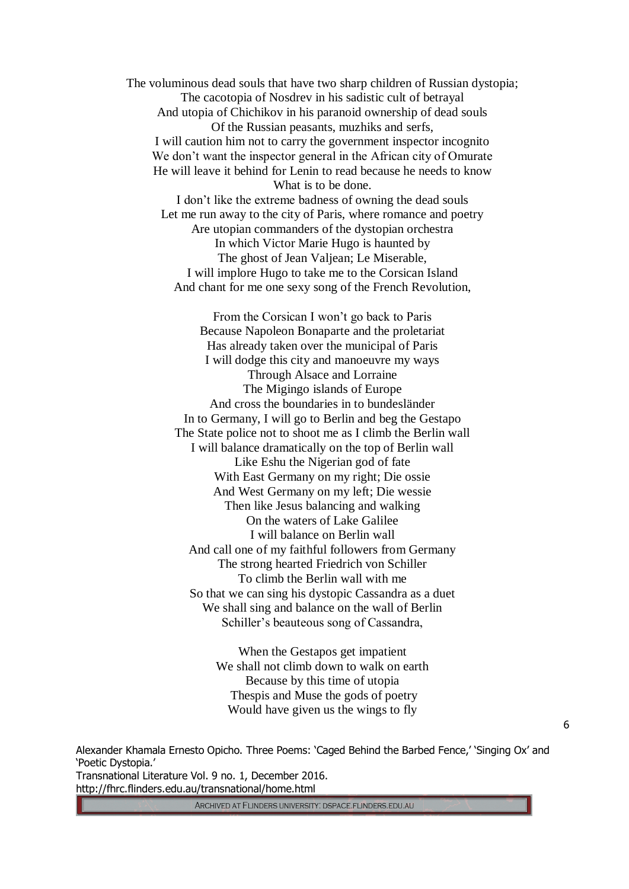The voluminous dead souls that have two sharp children of Russian dystopia;  
The cacotopia of Nosdrev in his sadistic cult of betrayal  
And utopia of Chichikov in his paranoid ownership of dead souls  
Of the Russian peasants, muzhiks and serfs,  
I will caution him not to carry the government inspector incognito  
We don't want the inspector general in the African city of Omurate  
He will leave it behind for Lenin to read because he needs to know  
What is to be done.  
I don't like the extreme badness of owning the dead souls  
Let me run away to the city of Paris, where romance and poetry  
Are utopian commanders of the dystopian orchestra  
In which Victor Marie Hugo is haunted by  
The ghost of Jean Valjean; Le Miserable,  
I will implore Hugo to take me to the Corsican Island  
And chant for me one sexy song of the French Revolution,

From the Corsican I won't go back to Paris  
Because Napoleon Bonaparte and the proletariat  
Has already taken over the municipal of Paris  
I will dodge this city and manoeuvre my ways  
Through Alsace and Lorraine  
The Migingo islands of Europe  
And cross the boundaries in to bundesländer  
In to Germany, I will go to Berlin and beg the Gestapo  
The State police not to shoot me as I climb the Berlin wall  
I will balance dramatically on the top of Berlin wall  
Like Eshu the Nigerian god of fate  
With East Germany on my right; Die ossie  
And West Germany on my left; Die wessie  
Then like Jesus balancing and walking  
On the waters of Lake Galilee  
I will balance on Berlin wall  
And call one of my faithful followers from Germany  
The strong hearted Friedrich von Schiller  
To climb the Berlin wall with me  
So that we can sing his dystopic Cassandra as a duet  
We shall sing and balance on the wall of Berlin  
Schiller's beauteous song of Cassandra,

When the Gestapos get impatient  
We shall not climb down to walk on earth  
Because by this time of utopia  
Thespis and Muse the gods of poetry  
Would have given us the wings to fly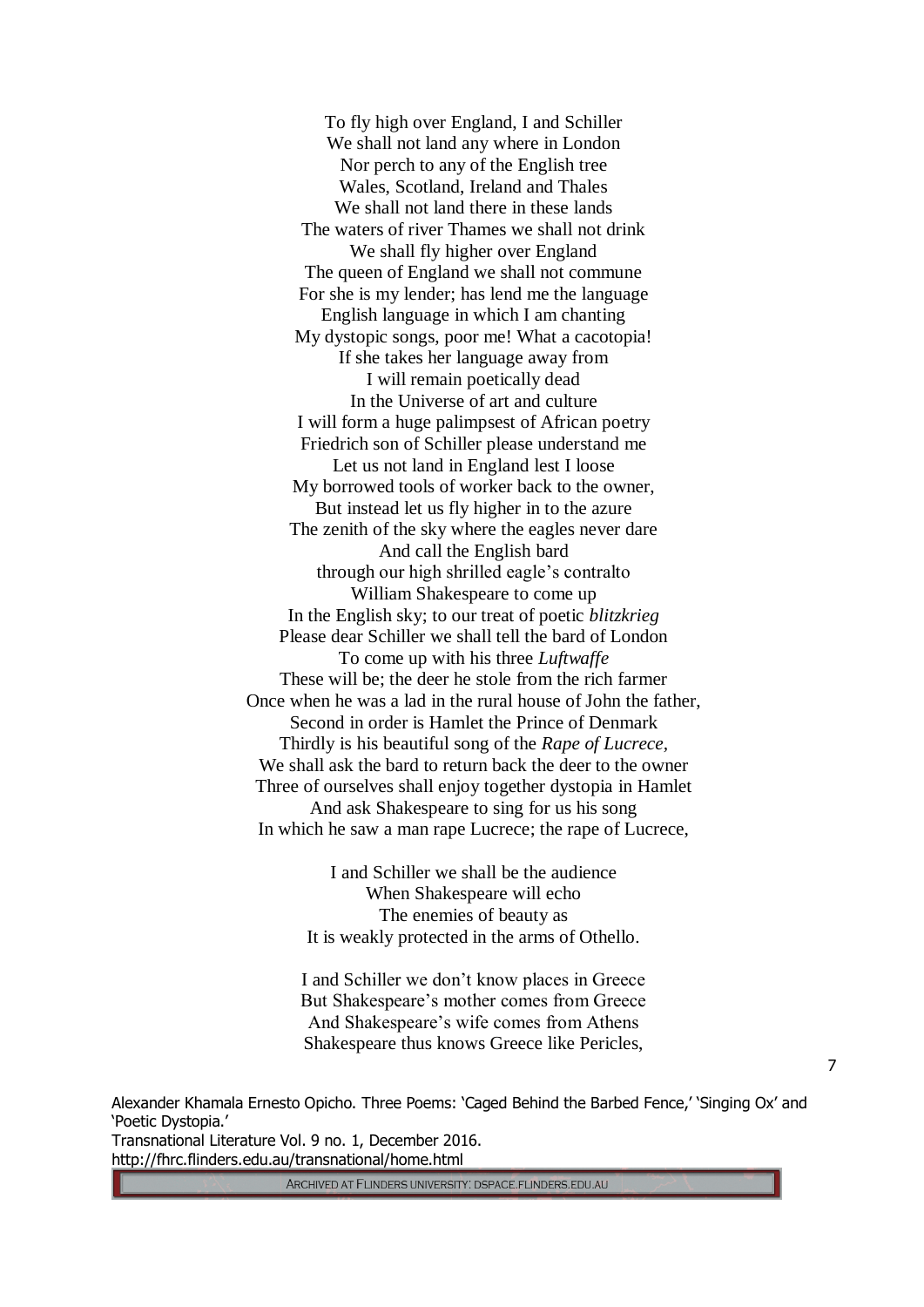To fly high over England, I and Schiller  
We shall not land any where in London  
Nor perch to any of the English tree  
Wales, Scotland, Ireland and Thales  
We shall not land there in these lands  
The waters of river Thames we shall not drink  
We shall fly higher over England  
The queen of England we shall not commune  
For she is my lender; has lend me the language  
English language in which I am chanting  
My dystopic songs, poor me! What a cacotopia!  
If she takes her language away from  
I will remain poetically dead  
In the Universe of art and culture  
I will form a huge palimpsest of African poetry  
Friedrich son of Schiller please understand me  
Let us not land in England lest I loose  
My borrowed tools of worker back to the owner,  
But instead let us fly higher in to the azure  
The zenith of the sky where the eagles never dare  
And call the English bard  
through our high shrilled eagle's contralto  
William Shakespeare to come up  
In the English sky; to our treat of poetic *blitzkrieg*  
Please dear Schiller we shall tell the bard of London  
To come up with his three *Luftwaffe*  
These will be; the deer he stole from the rich farmer  
Once when he was a lad in the rural house of John the father,  
Second in order is Hamlet the Prince of Denmark  
Thirdly is his beautiful song of the *Rape of Lucrece*,  
We shall ask the bard to return back the deer to the owner  
Three of ourselves shall enjoy together dystopia in Hamlet  
And ask Shakespeare to sing for us his song  
In which he saw a man rape Lucrece; the rape of Lucrece,

I and Schiller we shall be the audience  
When Shakespeare will echo  
The enemies of beauty as  
It is weakly protected in the arms of Othello.

I and Schiller we don't know places in Greece  
But Shakespeare's mother comes from Greece  
And Shakespeare's wife comes from Athens  
Shakespeare thus knows Greece like Pericles,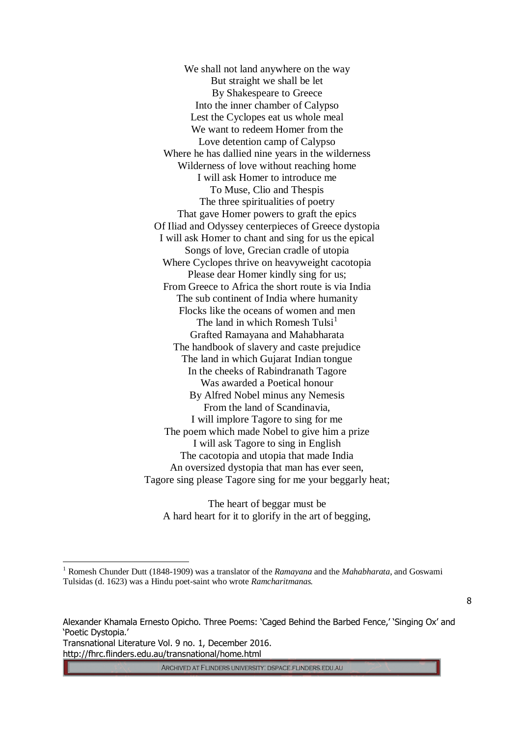We shall not land anywhere on the way  
But straight we shall be let  
By Shakespeare to Greece  
Into the inner chamber of Calypso  
Lest the Cyclopes eat us whole meal  
We want to redeem Homer from the  
Love detention camp of Calypso  
Where he has dallied nine years in the wilderness  
Wilderness of love without reaching home  
I will ask Homer to introduce me  
To Muse, Clio and Thespis  
The three spiritualities of poetry  
That gave Homer powers to graft the epics  
Of Iliad and Odyssey centerpieces of Greece dystopia  
I will ask Homer to chant and sing for us the epical  
Songs of love, Grecian cradle of utopia  
Where Cyclopes thrive on heavyweight cacotopia  
Please dear Homer kindly sing for us;  
From Greece to Africa the short route is via India  
The sub continent of India where humanity  
Flocks like the oceans of women and men  
The land in which Romesh Tulsi[1]  
Grafted Ramayana and Mahabharata  
The handbook of slavery and caste prejudice  
The land in which Gujarat Indian tongue  
In the cheeks of Rabindranath Tagore  
Was awarded a Poetical honour  
By Alfred Nobel minus any Nemesis  
From the land of Scandinavia,  
I will implore Tagore to sing for me  
The poem which made Nobel to give him a prize  
I will ask Tagore to sing in English  
The cacotopia and utopia that made India  
An oversized dystopia that man has ever seen,  
Tagore sing please Tagore sing for me your beggarly heat;

The heart of beggar must be  
A hard heart for it to glorify in the art of begging,

---

[1] Romesh Chunder Dutt (1848-1909) was a translator of the *Ramayana* and the *Mahabharata*, and Goswami Tulsidas (d. 1623) was a Hindu poet-saint who wrote *Ramcharitmanas*.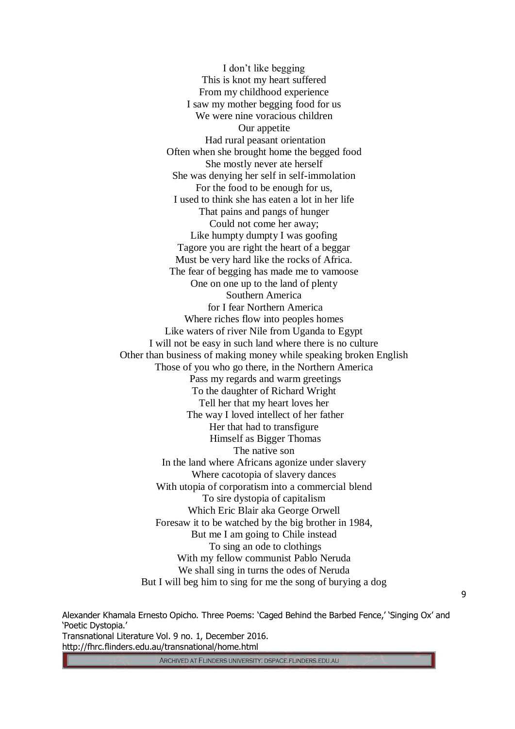I don't like begging  
This is knot my heart suffered  
From my childhood experience  
I saw my mother begging food for us  
We were nine voracious children  
Our appetite  
Had rural peasant orientation  
Often when she brought home the begged food  
She mostly never ate herself  
She was denying her self in self-immolation  
For the food to be enough for us,  
I used to think she has eaten a lot in her life  
That pains and pangs of hunger  
Could not come her away;  
Like humpty dumpty I was goofing  
Tagore you are right the heart of a beggar  
Must be very hard like the rocks of Africa.  
The fear of begging has made me to vamoose  
One on one up to the land of plenty  
Southern America  
for I fear Northern America  
Where riches flow into peoples homes  
Like waters of river Nile from Uganda to Egypt  
I will not be easy in such land where there is no culture  
Other than business of making money while speaking broken English  
Those of you who go there, in the Northern America  
Pass my regards and warm greetings  
To the daughter of Richard Wright  
Tell her that my heart loves her  
The way I loved intellect of her father  
Her that had to transfigure  
Himself as Bigger Thomas  
The native son  
In the land where Africans agonize under slavery  
Where cacotopia of slavery dances  
With utopia of corporatism into a commercial blend  
To sire dystopia of capitalism  
Which Eric Blair aka George Orwell  
Foresaw it to be watched by the big brother in 1984,  
But me I am going to Chile instead  
To sing an ode to clothings  
With my fellow communist Pablo Neruda  
We shall sing in turns the odes of Neruda  
But I will beg him to sing for me the song of burying a dog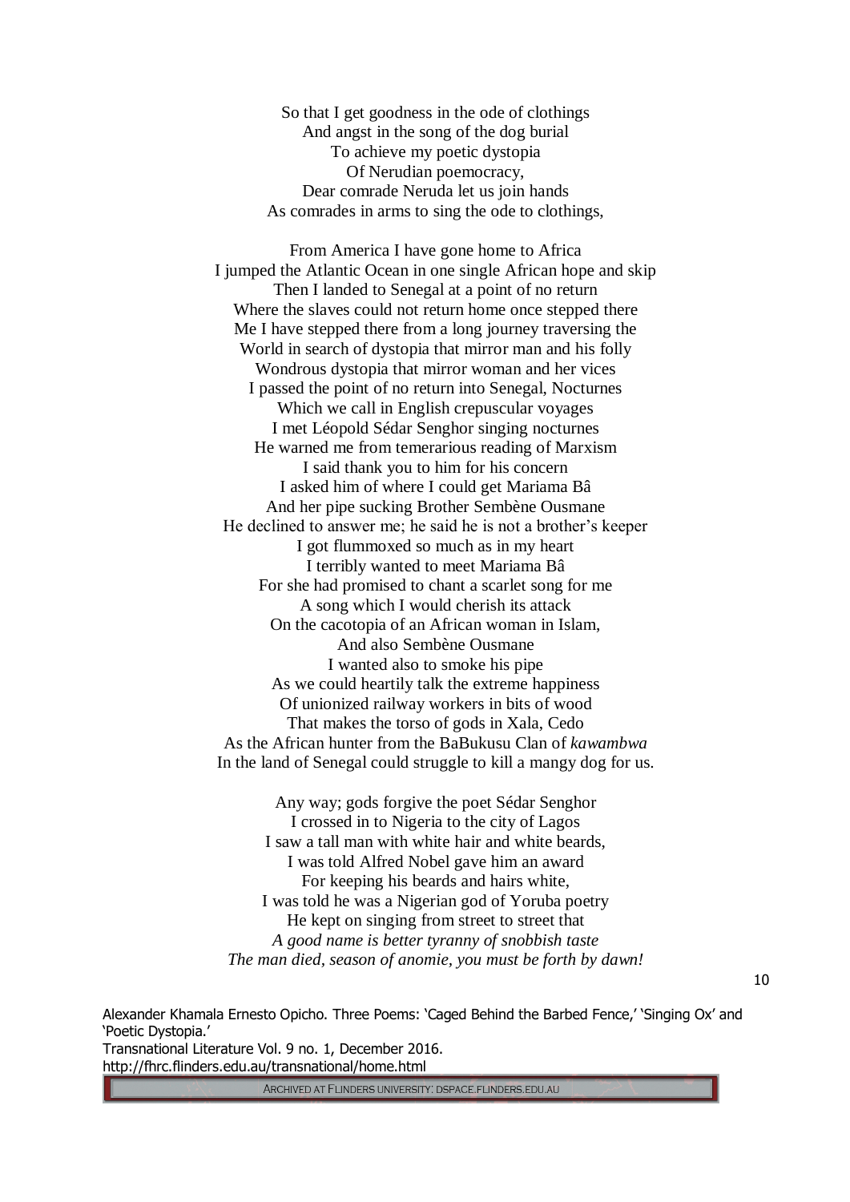So that I get goodness in the ode of clothings  
And angst in the song of the dog burial  
To achieve my poetic dystopia  
Of Nerudian poemocracy,  
Dear comrade Neruda let us join hands  
As comrades in arms to sing the ode to clothings,

From America I have gone home to Africa  
I jumped the Atlantic Ocean in one single African hope and skip  
Then I landed to Senegal at a point of no return  
Where the slaves could not return home once stepped there  
Me I have stepped there from a long journey traversing the  
World in search of dystopia that mirror man and his folly  
Wondrous dystopia that mirror woman and her vices  
I passed the point of no return into Senegal, Nocturnes  
Which we call in English crepuscular voyages  
I met Léopold Sédar Senghor singing nocturnes  
He warned me from temerarious reading of Marxism  
I said thank you to him for his concern  
I asked him of where I could get Mariama Bâ  
And her pipe sucking Brother Sembène Ousmane  
He declined to answer me; he said he is not a brother's keeper  
I got flummoxed so much as in my heart  
I terribly wanted to meet Mariama Bâ  
For she had promised to chant a scarlet song for me  
A song which I would cherish its attack  
On the cacotopia of an African woman in Islam,  
And also Sembène Ousmane  
I wanted also to smoke his pipe  
As we could heartily talk the extreme happiness  
Of unionized railway workers in bits of wood  
That makes the torso of gods in Xala, Cedo  
As the African hunter from the BaBukusu Clan of *kawambwa*  
In the land of Senegal could struggle to kill a mangy dog for us.

Any way; gods forgive the poet Sédar Senghor  
I crossed in to Nigeria to the city of Lagos  
I saw a tall man with white hair and white beards,  
I was told Alfred Nobel gave him an award  
For keeping his beards and hairs white,  
I was told he was a Nigerian god of Yoruba poetry  
He kept on singing from street to street that  
*A good name is better tyranny of snobbish taste*  
*The man died, season of anomie, you must be forth by dawn!*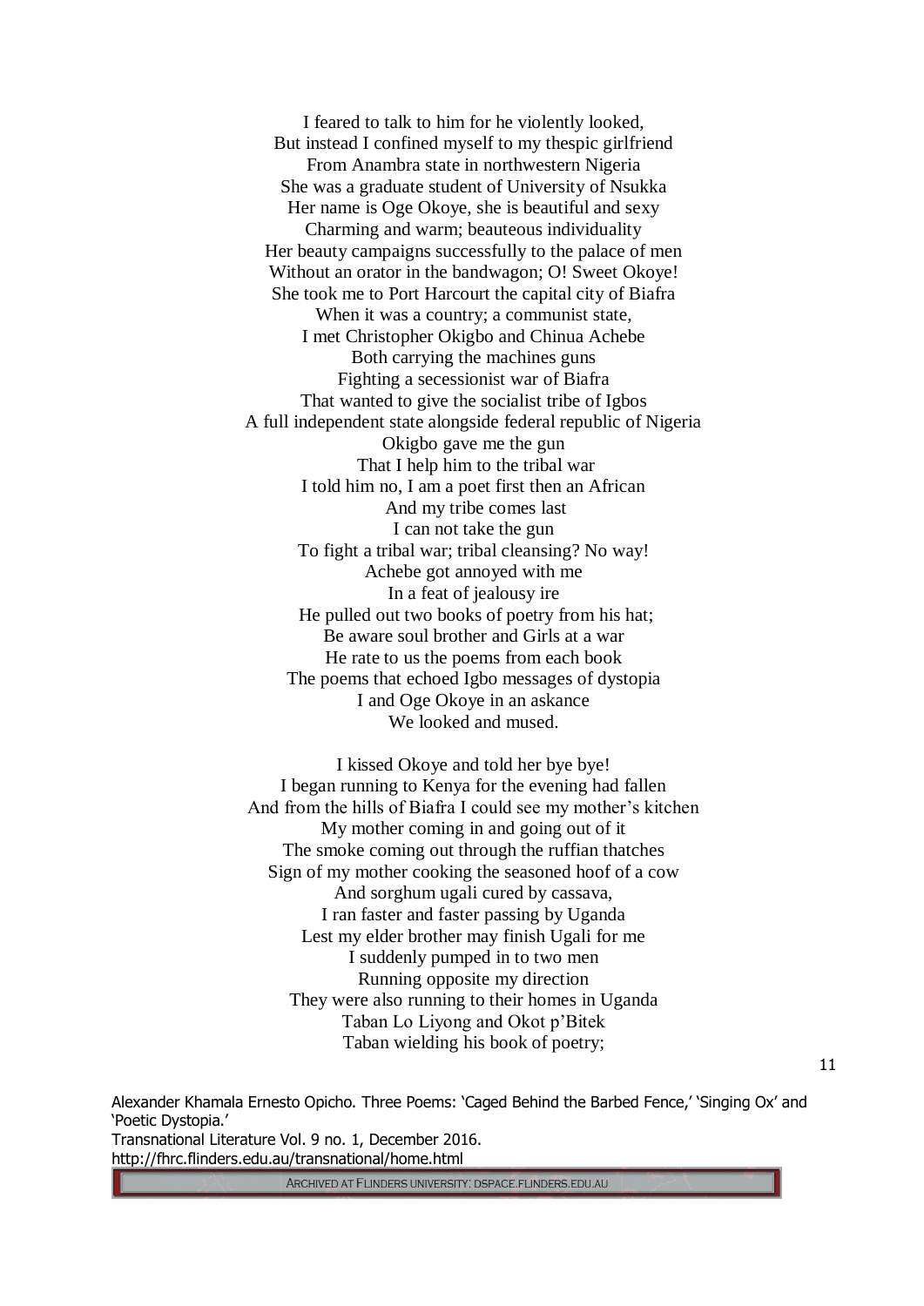I feared to talk to him for he violently looked,  
But instead I confined myself to my thespic girlfriend  
From Anambra state in northwestern Nigeria  
She was a graduate student of University of Nsukka  
Her name is Oge Okoye, she is beautiful and sexy  
Charming and warm; beauteous individuality  
Her beauty campaigns successfully to the palace of men  
Without an orator in the bandwagon; O! Sweet Okoye!  
She took me to Port Harcourt the capital city of Biafra  
When it was a country; a communist state,  
I met Christopher Okigbo and Chinua Achebe  
Both carrying the machines guns  
Fighting a secessionist war of Biafra  
That wanted to give the socialist tribe of Igbos  
A full independent state alongside federal republic of Nigeria  
Okigbo gave me the gun  
That I help him to the tribal war  
I told him no, I am a poet first then an African  
And my tribe comes last  
I can not take the gun  
To fight a tribal war; tribal cleansing? No way!  
Achebe got annoyed with me  
In a feat of jealousy ire  
He pulled out two books of poetry from his hat;  
Be aware soul brother and Girls at a war  
He rate to us the poems from each book  
The poems that echoed Igbo messages of dystopia  
I and Oge Okoye in an askance  
We looked and mused.

I kissed Okoye and told her bye bye!  
I began running to Kenya for the evening had fallen  
And from the hills of Biafra I could see my mother's kitchen  
My mother coming in and going out of it  
The smoke coming out through the ruffian thatches  
Sign of my mother cooking the seasoned hoof of a cow  
And sorghum ugali cured by cassava,  
I ran faster and faster passing by Uganda  
Lest my elder brother may finish Ugali for me  
I suddenly pumped in to two men  
Running opposite my direction  
They were also running to their homes in Uganda  
Taban Lo Liyong and Okot p'Bitek  
Taban wielding his book of poetry;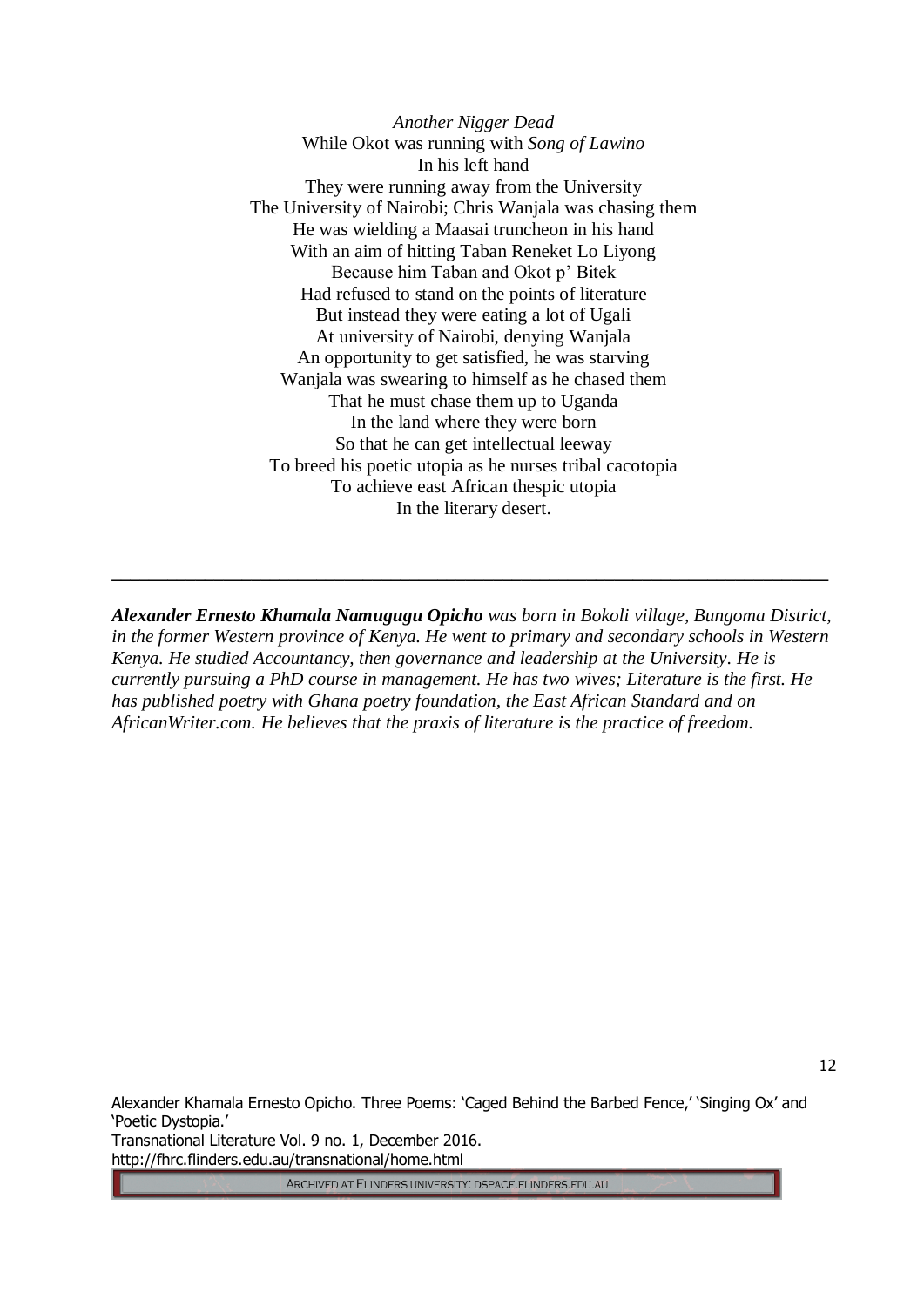*Another Nigger Dead*  
While Okot was running with *Song of Lawino*  
In his left hand  
They were running away from the University  
The University of Nairobi; Chris Wanjala was chasing them  
He was wielding a Maasai truncheon in his hand  
With an aim of hitting Taban Reneket Lo Liyong  
Because him Taban and Okot p' Bitek  
Had refused to stand on the points of literature  
But instead they were eating a lot of Ugali  
At university of Nairobi, denying Wanjala  
An opportunity to get satisfied, he was starving  
Wanjala was swearing to himself as he chased them  
That he must chase them up to Uganda  
In the land where they were born  
So that he can get intellectual leeway  
To breed his poetic utopia as he nurses tribal cacotopia  
To achieve east African thespic utopia  
In the literary desert.

---

***Alexander Ernesto Khamala Namugugu Opicho*** *was born in Bokoli village, Bungoma District, in the former Western province of Kenya. He went to primary and secondary schools in Western Kenya. He studied Accountancy, then governance and leadership at the University. He is currently pursuing a PhD course in management. He has two wives; Literature is the first. He has published poetry with Ghana poetry foundation, the East African Standard and on AfricanWriter.com. He believes that the praxis of literature is the practice of freedom.*